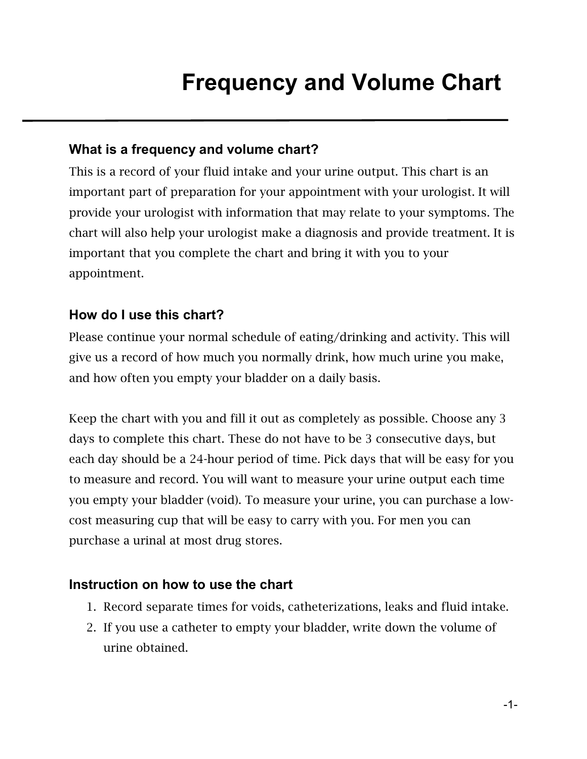# Frequency and Volume Chart

## What is a frequency and volume chart?

This is a record of your fluid intake and your urine output. This chart is an important part of preparation for your appointment with your urologist. It will provide your urologist with information that may relate to your symptoms. The chart will also help your urologist make a diagnosis and provide treatment. It is important that you complete the chart and bring it with you to your appointment.

## How do I use this chart?

Please continue your normal schedule of eating/drinking and activity. This will give us a record of how much you normally drink, how much urine you make, and how often you empty your bladder on a daily basis.

Keep the chart with you and fill it out as completely as possible. Choose any 3 days to complete this chart. These do not have to be 3 consecutive days, but each day should be a 24-hour period of time. Pick days that will be easy for you to measure and record. You will want to measure your urine output each time you empty your bladder (void). To measure your urine, you can purchase a low-cost measuring cup that will be easy to carry with you. For men you can purchase a urinal at most drug stores.

## Instruction on how to use the chart

1. Record separate times for voids, catheterizations, leaks and fluid intake.
2. If you use a catheter to empty your bladder, write down the volume of urine obtained.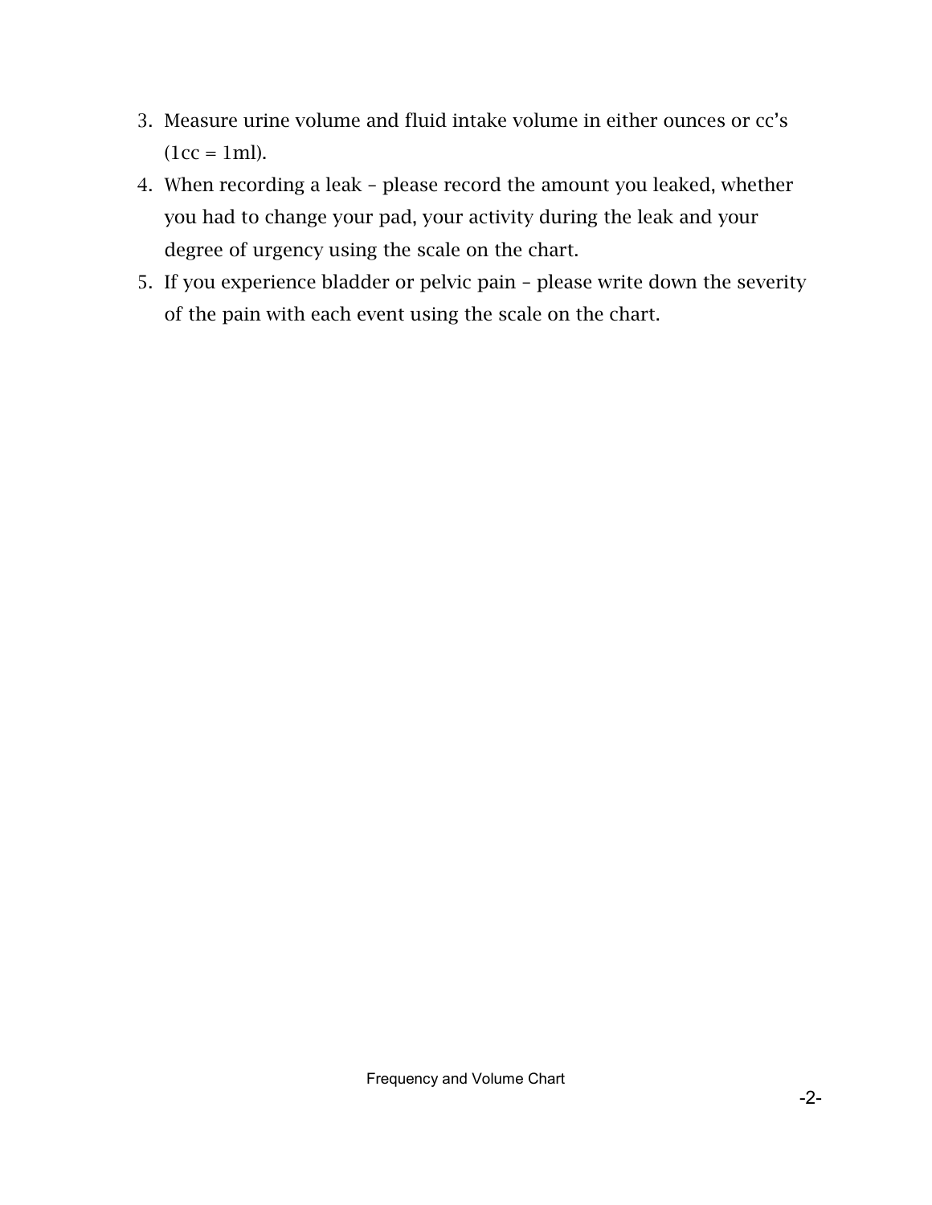3. Measure urine volume and fluid intake volume in either ounces or cc's (1cc = 1ml).
4. When recording a leak – please record the amount you leaked, whether you had to change your pad, your activity during the leak and your degree of urgency using the scale on the chart.
5. If you experience bladder or pelvic pain – please write down the severity of the pain with each event using the scale on the chart.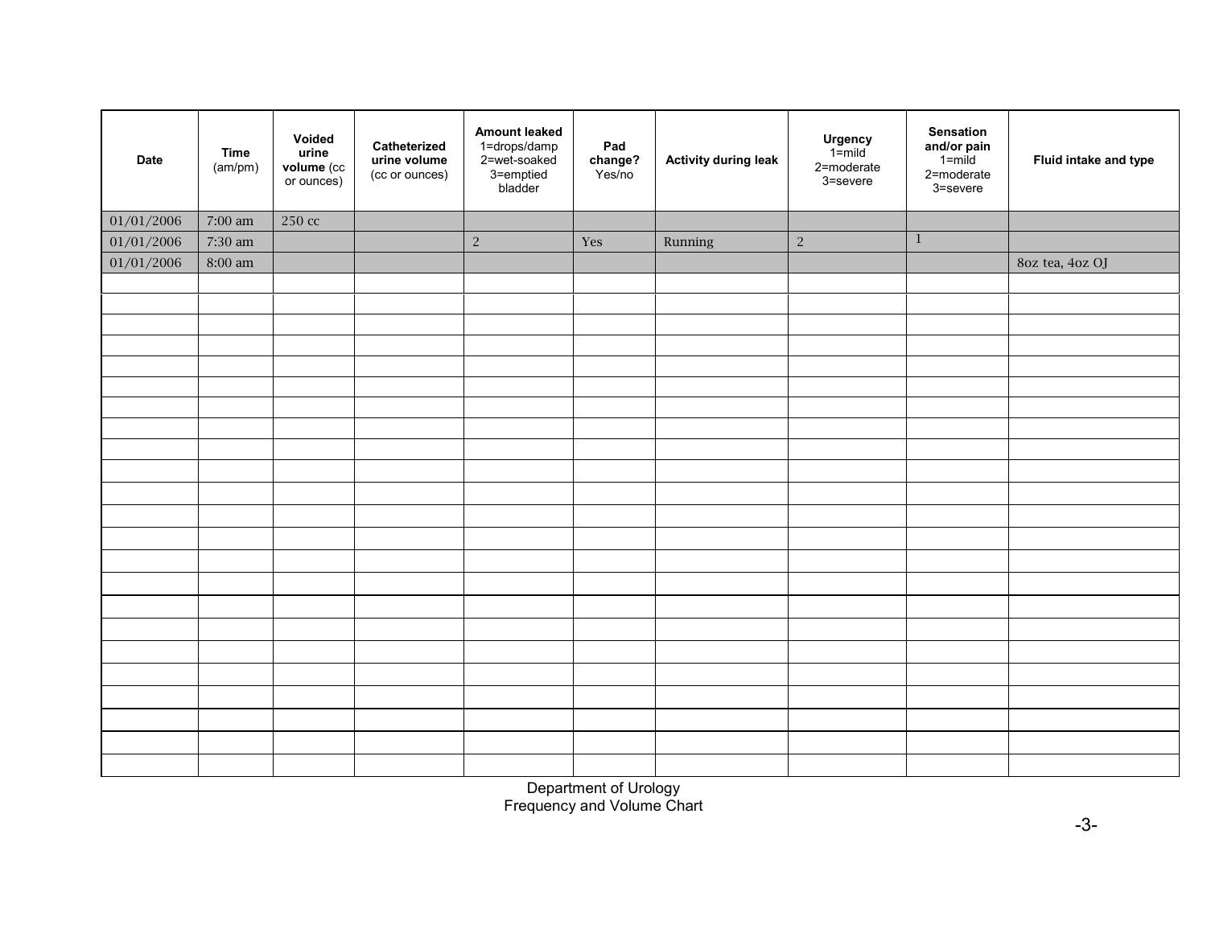| Date | Time (am/pm) | Voided urine volume (cc or ounces) | Catheterized urine volume (cc or ounces) | Amount leaked 1=drops/damp 2=wet-soaked 3=emptied bladder | Pad change? Yes/no | Activity during leak | Urgency 1=mild 2=moderate 3=severe | Sensation and/or pain 1=mild 2=moderate 3=severe | Fluid intake and type |
|---|---|---|---|---|---|---|---|---|---|
| 01/01/2006 | 7:00 am | 250 cc | | | | | | | |
| 01/01/2006 | 7:30 am | | | 2 | Yes | Running | 2 | 1 | |
| 01/01/2006 | 8:00 am | | | | | | | | 8oz tea, 4oz OJ |
| | | | | | | | | | |
| | | | | | | | | | |
| | | | | | | | | | |
| | | | | | | | | | |
| | | | | | | | | | |
| | | | | | | | | | |
| | | | | | | | | | |
| | | | | | | | | | |
| | | | | | | | | | |
| | | | | | | | | | |
| | | | | | | | | | |
| | | | | | | | | | |
| | | | | | | | | | |
| | | | | | | | | | |
| | | | | | | | | | |
| | | | | | | | | | |
| | | | | | | | | | |
| | | | | | | | | | |
| | | | | | | | | | |
| | | | | | | | | | |
| | | | | | | | | | |
| | | | | | | | | | |
| | | | | | | | | | |

Department of Urology
Frequency and Volume Chart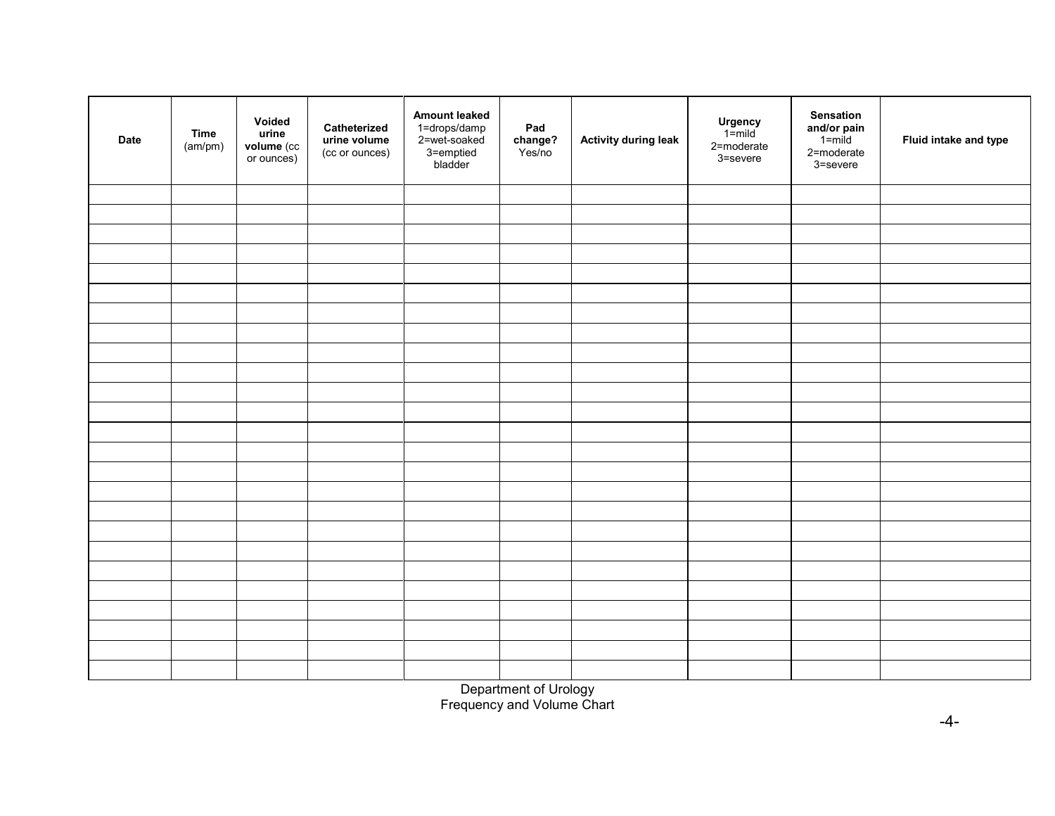| Date | Time (am/pm) | Voided urine volume (cc or ounces) | Catheterized urine volume (cc or ounces) | Amount leaked 1=drops/damp 2=wet-soaked 3=emptied bladder | Pad change? Yes/no | Activity during leak | Urgency 1=mild 2=moderate 3=severe | Sensation and/or pain 1=mild 2=moderate 3=severe | Fluid intake and type |
|---|---|---|---|---|---|---|---|---|---|
| | | | | | | | | | |
| | | | | | | | | | |
| | | | | | | | | | |
| | | | | | | | | | |
| | | | | | | | | | |
| | | | | | | | | | |
| | | | | | | | | | |
| | | | | | | | | | |
| | | | | | | | | | |
| | | | | | | | | | |
| | | | | | | | | | |
| | | | | | | | | | |
| | | | | | | | | | |
| | | | | | | | | | |
| | | | | | | | | | |
| | | | | | | | | | |
| | | | | | | | | | |
| | | | | | | | | | |
| | | | | | | | | | |
| | | | | | | | | | |
| | | | | | | | | | |
| | | | | | | | | | |
| | | | | | | | | | |
| | | | | | | | | | |
| | | | | | | | | | |

Department of Urology
Frequency and Volume Chart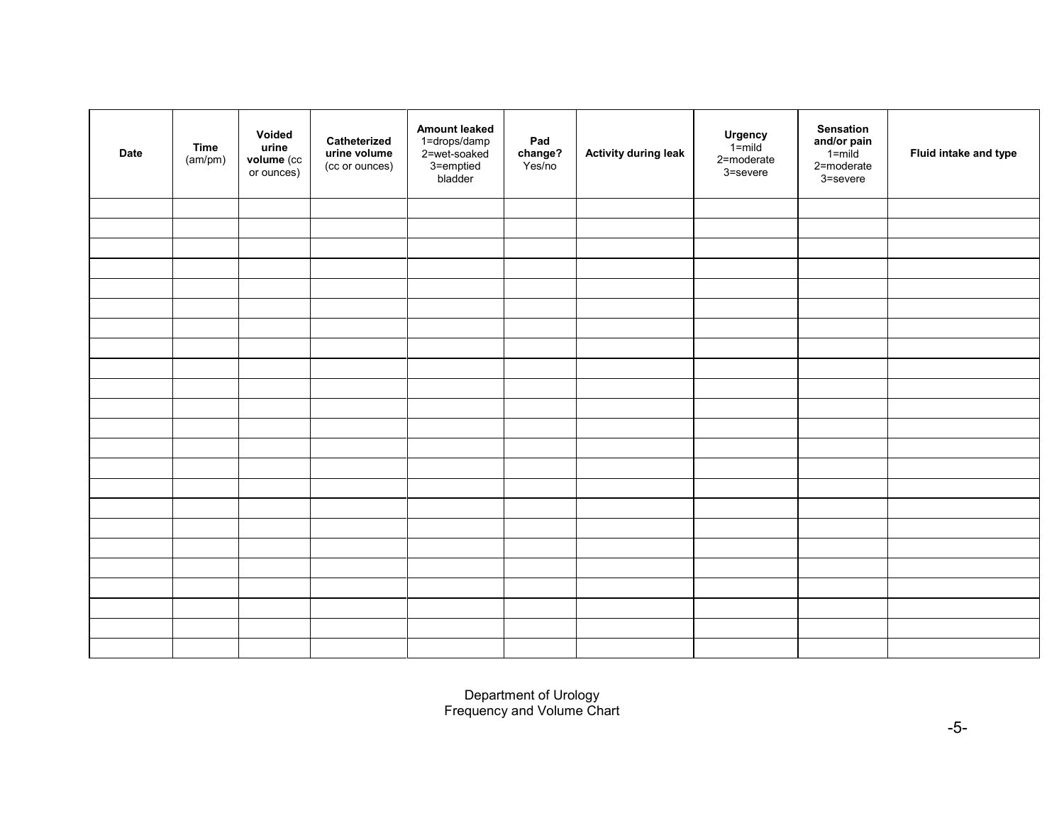| Date | Time (am/pm) | Voided urine volume (cc or ounces) | Catheterized urine volume (cc or ounces) | Amount leaked 1=drops/damp 2=wet-soaked 3=emptied bladder | Pad change? Yes/no | Activity during leak | Urgency 1=mild 2=moderate 3=severe | Sensation and/or pain 1=mild 2=moderate 3=severe | Fluid intake and type |
|---|---|---|---|---|---|---|---|---|---|
| | | | | | | | | | |
| | | | | | | | | | |
| | | | | | | | | | |
| | | | | | | | | | |
| | | | | | | | | | |
| | | | | | | | | | |
| | | | | | | | | | |
| | | | | | | | | | |
| | | | | | | | | | |
| | | | | | | | | | |
| | | | | | | | | | |
| | | | | | | | | | |
| | | | | | | | | | |
| | | | | | | | | | |
| | | | | | | | | | |
| | | | | | | | | | |
| | | | | | | | | | |
| | | | | | | | | | |
| | | | | | | | | | |
| | | | | | | | | | |
| | | | | | | | | | |
| | | | | | | | | | |
| | | | | | | | | | |

Department of Urology
Frequency and Volume Chart